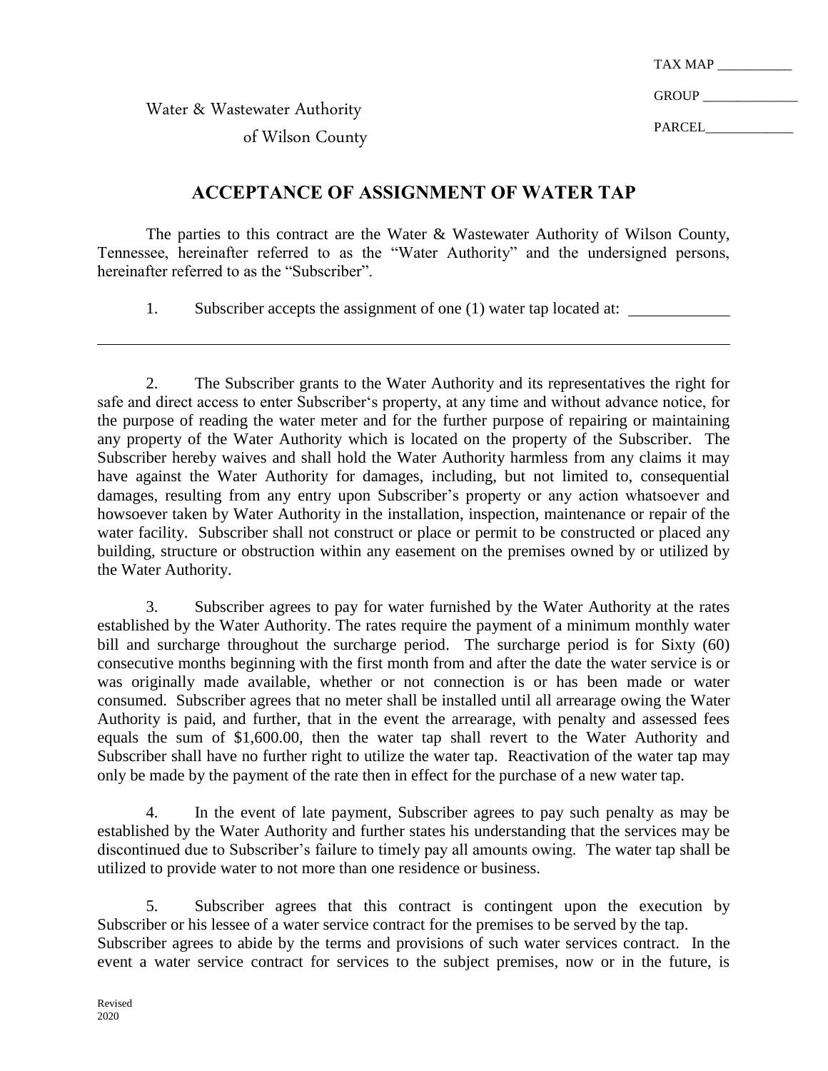TAX MAP ___________

GROUP ______________

PARCEL_____________

Water & Wastewater Authority
of Wilson County

## ACCEPTANCE OF ASSIGNMENT OF WATER TAP

The parties to this contract are the Water & Wastewater Authority of Wilson County, Tennessee, hereinafter referred to as the "Water Authority" and the undersigned persons, hereinafter referred to as the "Subscriber".

1. Subscriber accepts the assignment of one (1) water tap located at: ____________

______________________________________________________________________________

2. The Subscriber grants to the Water Authority and its representatives the right for safe and direct access to enter Subscriber's property, at any time and without advance notice, for the purpose of reading the water meter and for the further purpose of repairing or maintaining any property of the Water Authority which is located on the property of the Subscriber. The Subscriber hereby waives and shall hold the Water Authority harmless from any claims it may have against the Water Authority for damages, including, but not limited to, consequential damages, resulting from any entry upon Subscriber's property or any action whatsoever and howsoever taken by Water Authority in the installation, inspection, maintenance or repair of the water facility. Subscriber shall not construct or place or permit to be constructed or placed any building, structure or obstruction within any easement on the premises owned by or utilized by the Water Authority.

3. Subscriber agrees to pay for water furnished by the Water Authority at the rates established by the Water Authority. The rates require the payment of a minimum monthly water bill and surcharge throughout the surcharge period. The surcharge period is for Sixty (60) consecutive months beginning with the first month from and after the date the water service is or was originally made available, whether or not connection is or has been made or water consumed. Subscriber agrees that no meter shall be installed until all arrearage owing the Water Authority is paid, and further, that in the event the arrearage, with penalty and assessed fees equals the sum of $1,600.00, then the water tap shall revert to the Water Authority and Subscriber shall have no further right to utilize the water tap. Reactivation of the water tap may only be made by the payment of the rate then in effect for the purchase of a new water tap.

4. In the event of late payment, Subscriber agrees to pay such penalty as may be established by the Water Authority and further states his understanding that the services may be discontinued due to Subscriber's failure to timely pay all amounts owing. The water tap shall be utilized to provide water to not more than one residence or business.

5. Subscriber agrees that this contract is contingent upon the execution by Subscriber or his lessee of a water service contract for the premises to be served by the tap. Subscriber agrees to abide by the terms and provisions of such water services contract. In the event a water service contract for services to the subject premises, now or in the future, is

Revised
2020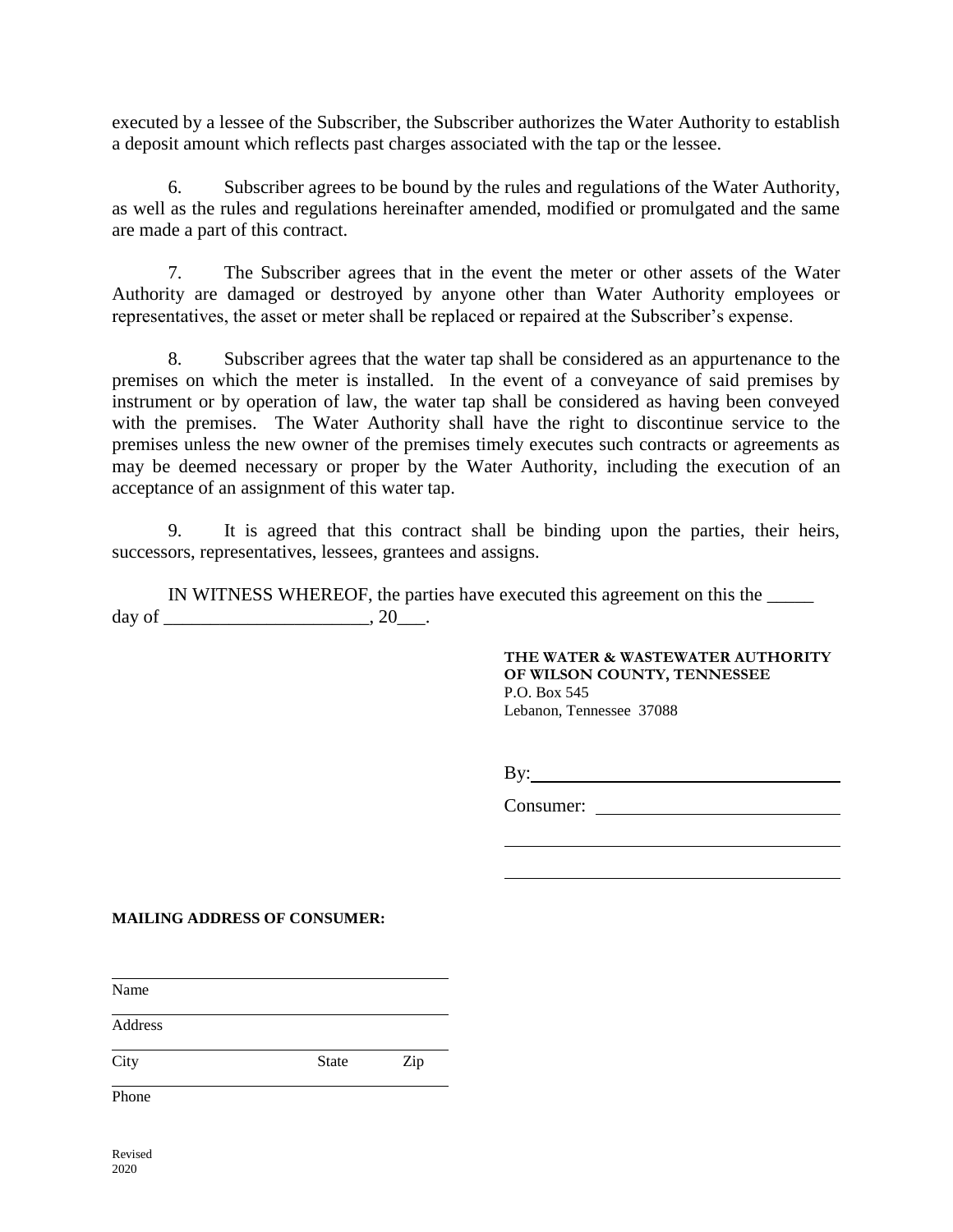executed by a lessee of the Subscriber, the Subscriber authorizes the Water Authority to establish a deposit amount which reflects past charges associated with the tap or the lessee.

6. Subscriber agrees to be bound by the rules and regulations of the Water Authority, as well as the rules and regulations hereinafter amended, modified or promulgated and the same are made a part of this contract.

7. The Subscriber agrees that in the event the meter or other assets of the Water Authority are damaged or destroyed by anyone other than Water Authority employees or representatives, the asset or meter shall be replaced or repaired at the Subscriber's expense.

8. Subscriber agrees that the water tap shall be considered as an appurtenance to the premises on which the meter is installed. In the event of a conveyance of said premises by instrument or by operation of law, the water tap shall be considered as having been conveyed with the premises. The Water Authority shall have the right to discontinue service to the premises unless the new owner of the premises timely executes such contracts or agreements as may be deemed necessary or proper by the Water Authority, including the execution of an acceptance of an assignment of this water tap.

9. It is agreed that this contract shall be binding upon the parties, their heirs, successors, representatives, lessees, grantees and assigns.

IN WITNESS WHEREOF, the parties have executed this agreement on this the _____ day of ______________________, 20___.

**THE WATER & WASTEWATER AUTHORITY OF WILSON COUNTY, TENNESSEE**
P.O. Box 545
Lebanon, Tennessee 37088

By: ________________________________

Consumer: __________________________

____________________________________

____________________________________

**MAILING ADDRESS OF CONSUMER:**

____________________________________
Name

____________________________________
Address

____________________________________
City State Zip

____________________________________
Phone

Revised 2020